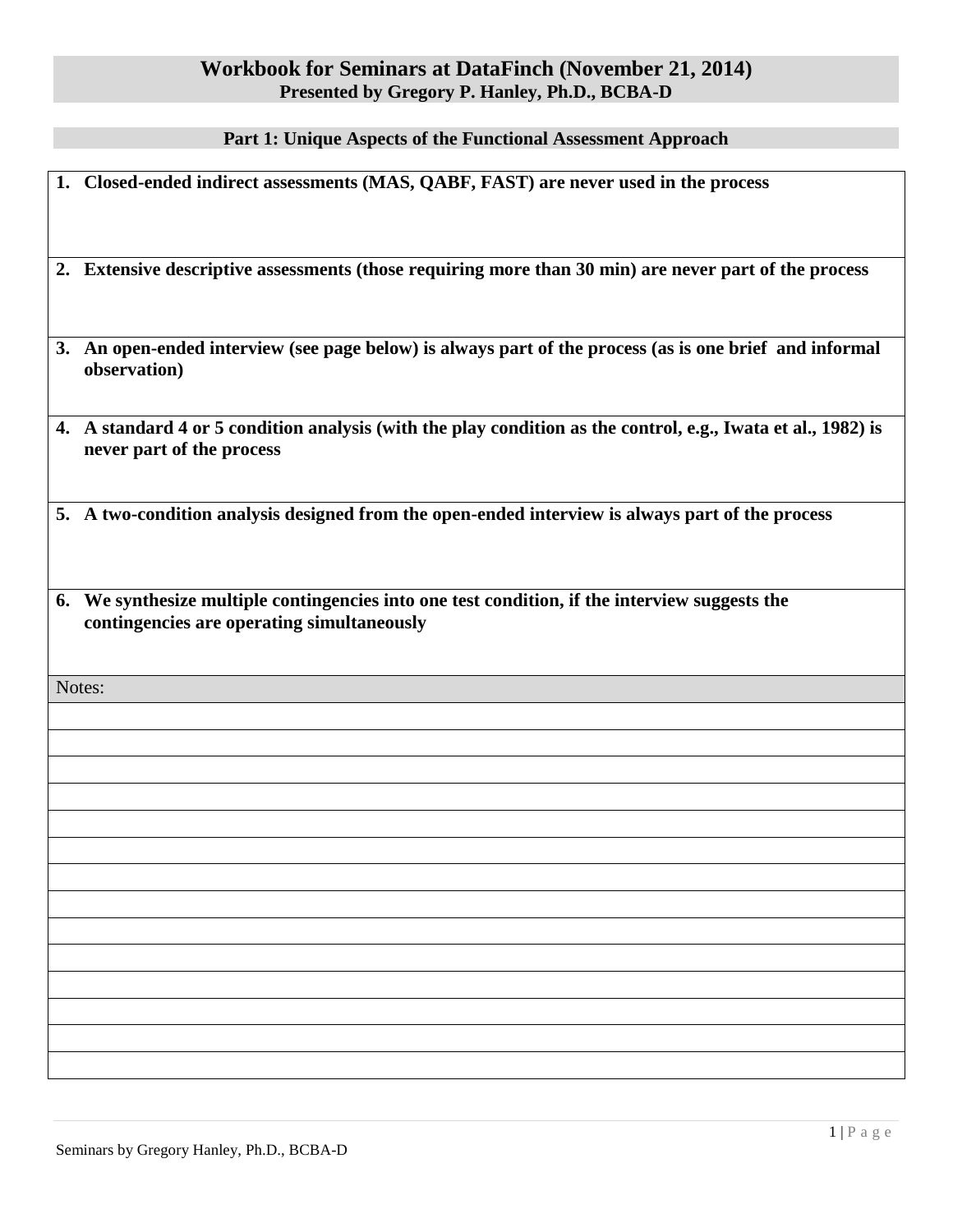# Workbook for Seminars at DataFinch (November 21, 2014)

**Presented by Gregory P. Hanley, Ph.D., BCBA-D**

## Part 1: Unique Aspects of the Functional Assessment Approach

1. **Closed-ended indirect assessments (MAS, QABF, FAST) are never used in the process**

2. **Extensive descriptive assessments (those requiring more than 30 min) are never part of the process**

3. **An open-ended interview (see page below) is always part of the process (as is one brief and informal observation)**

4. **A standard 4 or 5 condition analysis (with the play condition as the control, e.g., Iwata et al., 1982) is never part of the process**

5. **A two-condition analysis designed from the open-ended interview is always part of the process**

6. **We synthesize multiple contingencies into one test condition, if the interview suggests the contingencies are operating simultaneously**

Notes: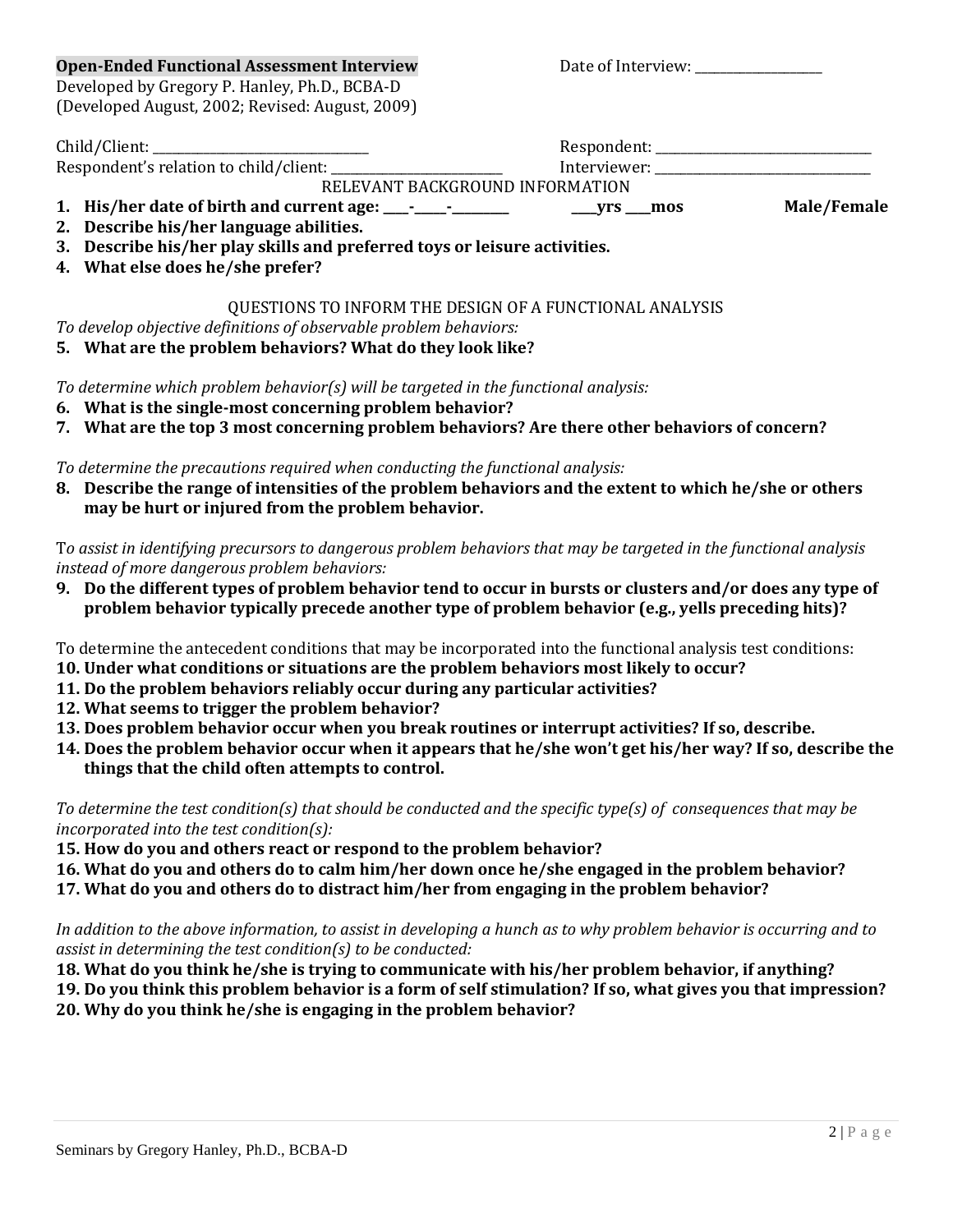**Open-Ended Functional Assessment Interview**

Date of Interview: ___________________

Developed by Gregory P. Hanley, Ph.D., BCBA-D
(Developed August, 2002; Revised: August, 2009)

Child/Client: ________________________________ Respondent: ________________________________

Respondent's relation to child/client: ________________________ Interviewer: ________________________________

RELEVANT BACKGROUND INFORMATION

1. **His/her date of birth and current age: ____-_____-_________ ____yrs ____mos Male/Female**
2. **Describe his/her language abilities.**
3. **Describe his/her play skills and preferred toys or leisure activities.**
4. **What else does he/she prefer?**

QUESTIONS TO INFORM THE DESIGN OF A FUNCTIONAL ANALYSIS

*To develop objective definitions of observable problem behaviors:*

5. **What are the problem behaviors? What do they look like?**

*To determine which problem behavior(s) will be targeted in the functional analysis:*

6. **What is the single-most concerning problem behavior?**
7. **What are the top 3 most concerning problem behaviors? Are there other behaviors of concern?**

*To determine the precautions required when conducting the functional analysis:*

8. **Describe the range of intensities of the problem behaviors and the extent to which he/she or others may be hurt or injured from the problem behavior.**

T*o assist in identifying precursors to dangerous problem behaviors that may be targeted in the functional analysis instead of more dangerous problem behaviors:*

9. **Do the different types of problem behavior tend to occur in bursts or clusters and/or does any type of problem behavior typically precede another type of problem behavior (e.g., yells preceding hits)?**

To determine the antecedent conditions that may be incorporated into the functional analysis test conditions:

10. **Under what conditions or situations are the problem behaviors most likely to occur?**
11. **Do the problem behaviors reliably occur during any particular activities?**
12. **What seems to trigger the problem behavior?**
13. **Does problem behavior occur when you break routines or interrupt activities? If so, describe.**
14. **Does the problem behavior occur when it appears that he/she won't get his/her way? If so, describe the things that the child often attempts to control.**

*To determine the test condition(s) that should be conducted and the specific type(s) of consequences that may be incorporated into the test condition(s):*

15. **How do you and others react or respond to the problem behavior?**
16. **What do you and others do to calm him/her down once he/she engaged in the problem behavior?**
17. **What do you and others do to distract him/her from engaging in the problem behavior?**

*In addition to the above information, to assist in developing a hunch as to why problem behavior is occurring and to assist in determining the test condition(s) to be conducted:*

18. **What do you think he/she is trying to communicate with his/her problem behavior, if anything?**
19. **Do you think this problem behavior is a form of self stimulation? If so, what gives you that impression?**
20. **Why do you think he/she is engaging in the problem behavior?**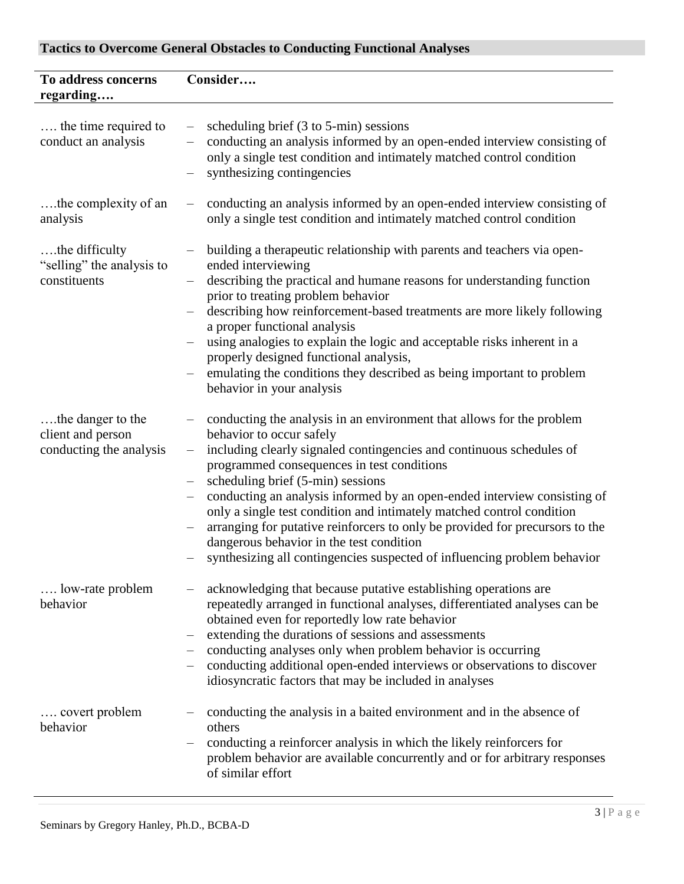## Tactics to Overcome General Obstacles to Conducting Functional Analyses

| To address concerns regarding…. | Consider…. |
| --- | --- |
| …. the time required to conduct an analysis | – scheduling brief (3 to 5-min) sessions<br>– conducting an analysis informed by an open-ended interview consisting of only a single test condition and intimately matched control condition<br>– synthesizing contingencies |
| ….the complexity of an analysis | – conducting an analysis informed by an open-ended interview consisting of only a single test condition and intimately matched control condition |
| ….the difficulty "selling" the analysis to constituents | – building a therapeutic relationship with parents and teachers via open-ended interviewing<br>– describing the practical and humane reasons for understanding function prior to treating problem behavior<br>– describing how reinforcement-based treatments are more likely following a proper functional analysis<br>– using analogies to explain the logic and acceptable risks inherent in a properly designed functional analysis,<br>– emulating the conditions they described as being important to problem behavior in your analysis |
| ….the danger to the client and person conducting the analysis | – conducting the analysis in an environment that allows for the problem behavior to occur safely<br>– including clearly signaled contingencies and continuous schedules of programmed consequences in test conditions<br>– scheduling brief (5-min) sessions<br>– conducting an analysis informed by an open-ended interview consisting of only a single test condition and intimately matched control condition<br>– arranging for putative reinforcers to only be provided for precursors to the dangerous behavior in the test condition<br>– synthesizing all contingencies suspected of influencing problem behavior |
| …. low-rate problem behavior | – acknowledging that because putative establishing operations are repeatedly arranged in functional analyses, differentiated analyses can be obtained even for reportedly low rate behavior<br>– extending the durations of sessions and assessments<br>– conducting analyses only when problem behavior is occurring<br>– conducting additional open-ended interviews or observations to discover idiosyncratic factors that may be included in analyses |
| …. covert problem behavior | – conducting the analysis in a baited environment and in the absence of others<br>– conducting a reinforcer analysis in which the likely reinforcers for problem behavior are available concurrently and or for arbitrary responses of similar effort |

Seminars by Gregory Hanley, Ph.D., BCBA-D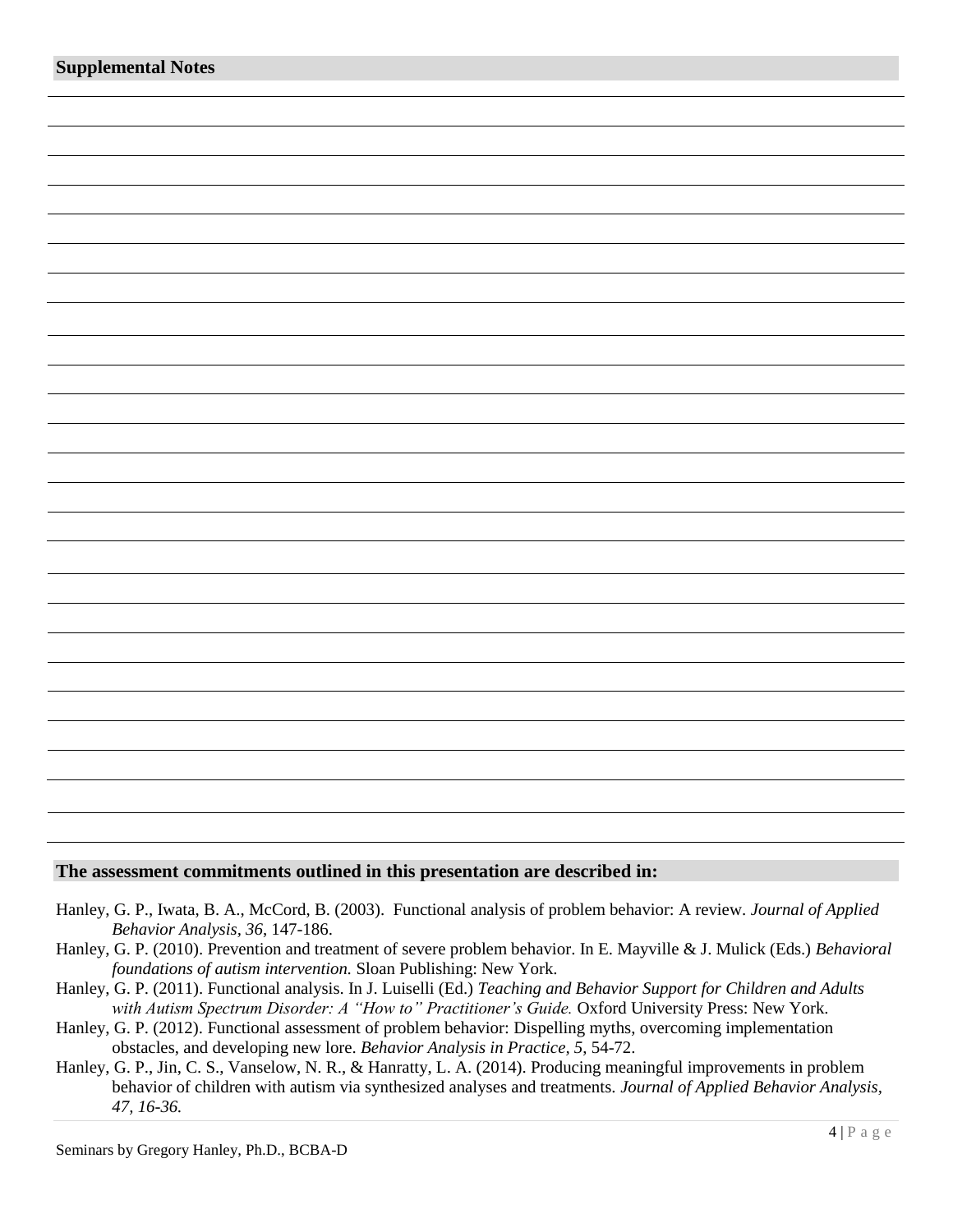## Supplemental Notes

## The assessment commitments outlined in this presentation are described in:

Hanley, G. P., Iwata, B. A., McCord, B. (2003). Functional analysis of problem behavior: A review. *Journal of Applied Behavior Analysis, 36,* 147-186.

Hanley, G. P. (2010). Prevention and treatment of severe problem behavior. In E. Mayville & J. Mulick (Eds.) *Behavioral foundations of autism intervention.* Sloan Publishing: New York.

Hanley, G. P. (2011). Functional analysis. In J. Luiselli (Ed.) *Teaching and Behavior Support for Children and Adults with Autism Spectrum Disorder: A "How to" Practitioner's Guide.* Oxford University Press: New York.

Hanley, G. P. (2012). Functional assessment of problem behavior: Dispelling myths, overcoming implementation obstacles, and developing new lore. *Behavior Analysis in Practice, 5,* 54-72.

Hanley, G. P., Jin, C. S., Vanselow, N. R., & Hanratty, L. A. (2014). Producing meaningful improvements in problem behavior of children with autism via synthesized analyses and treatments. *Journal of Applied Behavior Analysis, 47, 16-36.*

Seminars by Gregory Hanley, Ph.D., BCBA-D